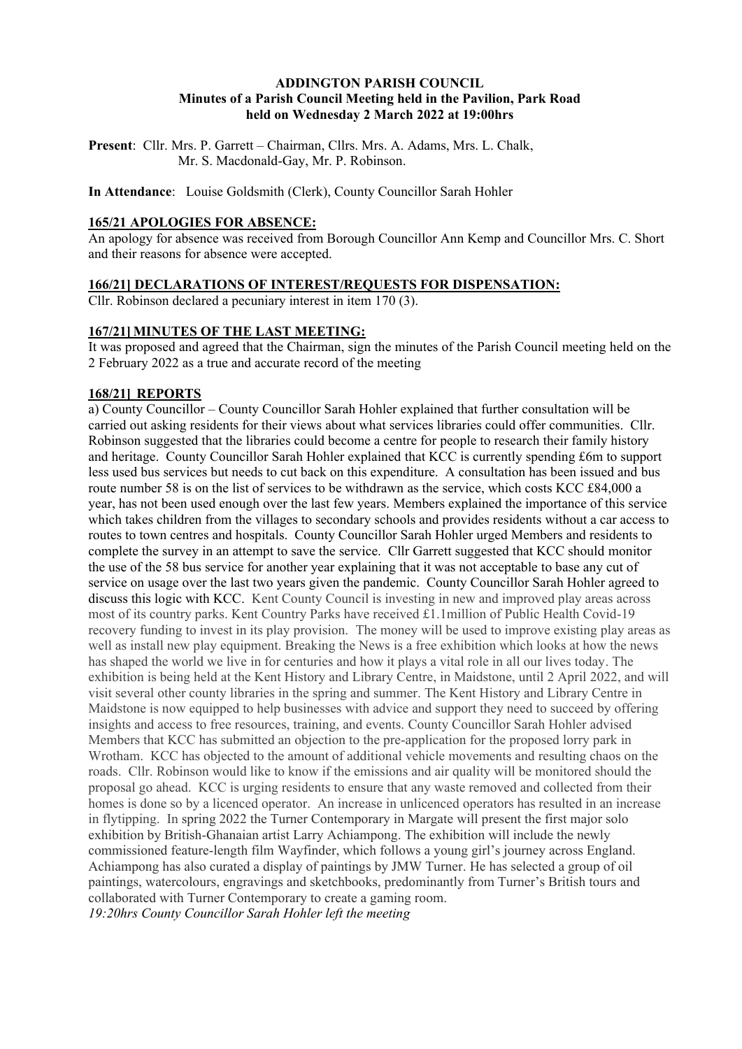**ADDINGTON PARISH COUNCIL**
**Minutes of a Parish Council Meeting held in the Pavilion, Park Road**
**held on Wednesday 2 March 2022 at 19:00hrs**

**Present**: Cllr. Mrs. P. Garrett – Chairman, Cllrs. Mrs. A. Adams, Mrs. L. Chalk, Mr. S. Macdonald-Gay, Mr. P. Robinson.

**In Attendance**: Louise Goldsmith (Clerk), County Councillor Sarah Hohler

## 165/21 APOLOGIES FOR ABSENCE:

An apology for absence was received from Borough Councillor Ann Kemp and Councillor Mrs. C. Short and their reasons for absence were accepted.

## 166/21] DECLARATIONS OF INTEREST/REQUESTS FOR DISPENSATION:

Cllr. Robinson declared a pecuniary interest in item 170 (3).

## 167/21] MINUTES OF THE LAST MEETING:

It was proposed and agreed that the Chairman, sign the minutes of the Parish Council meeting held on the 2 February 2022 as a true and accurate record of the meeting

## 168/21] REPORTS

a) County Councillor – County Councillor Sarah Hohler explained that further consultation will be carried out asking residents for their views about what services libraries could offer communities. Cllr. Robinson suggested that the libraries could become a centre for people to research their family history and heritage. County Councillor Sarah Hohler explained that KCC is currently spending £6m to support less used bus services but needs to cut back on this expenditure. A consultation has been issued and bus route number 58 is on the list of services to be withdrawn as the service, which costs KCC £84,000 a year, has not been used enough over the last few years. Members explained the importance of this service which takes children from the villages to secondary schools and provides residents without a car access to routes to town centres and hospitals. County Councillor Sarah Hohler urged Members and residents to complete the survey in an attempt to save the service. Cllr Garrett suggested that KCC should monitor the use of the 58 bus service for another year explaining that it was not acceptable to base any cut of service on usage over the last two years given the pandemic. County Councillor Sarah Hohler agreed to discuss this logic with KCC. Kent County Council is investing in new and improved play areas across most of its country parks. Kent Country Parks have received £1.1million of Public Health Covid-19 recovery funding to invest in its play provision. The money will be used to improve existing play areas as well as install new play equipment. Breaking the News is a free exhibition which looks at how the news has shaped the world we live in for centuries and how it plays a vital role in all our lives today. The exhibition is being held at the Kent History and Library Centre, in Maidstone, until 2 April 2022, and will visit several other county libraries in the spring and summer. The Kent History and Library Centre in Maidstone is now equipped to help businesses with advice and support they need to succeed by offering insights and access to free resources, training, and events. County Councillor Sarah Hohler advised Members that KCC has submitted an objection to the pre-application for the proposed lorry park in Wrotham. KCC has objected to the amount of additional vehicle movements and resulting chaos on the roads. Cllr. Robinson would like to know if the emissions and air quality will be monitored should the proposal go ahead. KCC is urging residents to ensure that any waste removed and collected from their homes is done so by a licenced operator. An increase in unlicenced operators has resulted in an increase in flytipping. In spring 2022 the Turner Contemporary in Margate will present the first major solo exhibition by British-Ghanaian artist Larry Achiampong. The exhibition will include the newly commissioned feature-length film Wayfinder, which follows a young girl's journey across England. Achiampong has also curated a display of paintings by JMW Turner. He has selected a group of oil paintings, watercolours, engravings and sketchbooks, predominantly from Turner's British tours and collaborated with Turner Contemporary to create a gaming room.

*19:20hrs County Councillor Sarah Hohler left the meeting*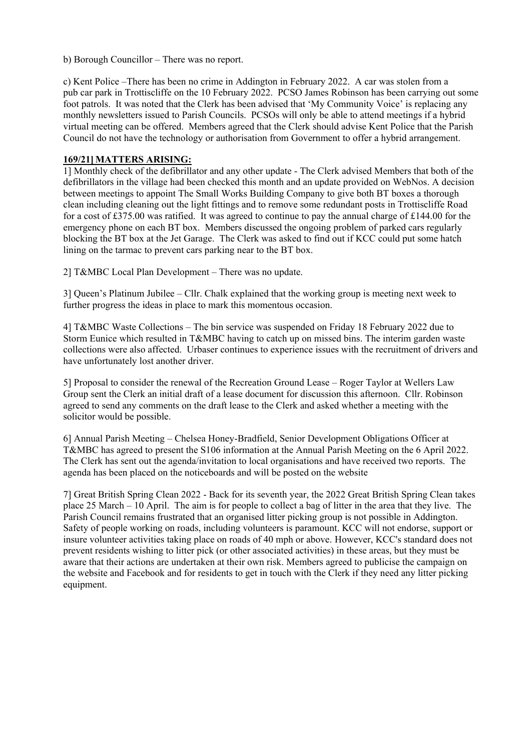b) Borough Councillor – There was no report.

c) Kent Police –There has been no crime in Addington in February 2022. A car was stolen from a pub car park in Trottiscliffe on the 10 February 2022. PCSO James Robinson has been carrying out some foot patrols. It was noted that the Clerk has been advised that 'My Community Voice' is replacing any monthly newsletters issued to Parish Councils. PCSOs will only be able to attend meetings if a hybrid virtual meeting can be offered. Members agreed that the Clerk should advise Kent Police that the Parish Council do not have the technology or authorisation from Government to offer a hybrid arrangement.

**169/21] MATTERS ARISING:**

1] Monthly check of the defibrillator and any other update - The Clerk advised Members that both of the defibrillators in the village had been checked this month and an update provided on WebNos. A decision between meetings to appoint The Small Works Building Company to give both BT boxes a thorough clean including cleaning out the light fittings and to remove some redundant posts in Trottiscliffe Road for a cost of £375.00 was ratified. It was agreed to continue to pay the annual charge of £144.00 for the emergency phone on each BT box. Members discussed the ongoing problem of parked cars regularly blocking the BT box at the Jet Garage. The Clerk was asked to find out if KCC could put some hatch lining on the tarmac to prevent cars parking near to the BT box.

2] T&MBC Local Plan Development – There was no update.

3] Queen's Platinum Jubilee – Cllr. Chalk explained that the working group is meeting next week to further progress the ideas in place to mark this momentous occasion.

4] T&MBC Waste Collections – The bin service was suspended on Friday 18 February 2022 due to Storm Eunice which resulted in T&MBC having to catch up on missed bins. The interim garden waste collections were also affected. Urbaser continues to experience issues with the recruitment of drivers and have unfortunately lost another driver.

5] Proposal to consider the renewal of the Recreation Ground Lease – Roger Taylor at Wellers Law Group sent the Clerk an initial draft of a lease document for discussion this afternoon. Cllr. Robinson agreed to send any comments on the draft lease to the Clerk and asked whether a meeting with the solicitor would be possible.

6] Annual Parish Meeting – Chelsea Honey-Bradfield, Senior Development Obligations Officer at T&MBC has agreed to present the S106 information at the Annual Parish Meeting on the 6 April 2022. The Clerk has sent out the agenda/invitation to local organisations and have received two reports. The agenda has been placed on the noticeboards and will be posted on the website

7] Great British Spring Clean 2022 - Back for its seventh year, the 2022 Great British Spring Clean takes place 25 March – 10 April. The aim is for people to collect a bag of litter in the area that they live. The Parish Council remains frustrated that an organised litter picking group is not possible in Addington. Safety of people working on roads, including volunteers is paramount. KCC will not endorse, support or insure volunteer activities taking place on roads of 40 mph or above. However, KCC's standard does not prevent residents wishing to litter pick (or other associated activities) in these areas, but they must be aware that their actions are undertaken at their own risk. Members agreed to publicise the campaign on the website and Facebook and for residents to get in touch with the Clerk if they need any litter picking equipment.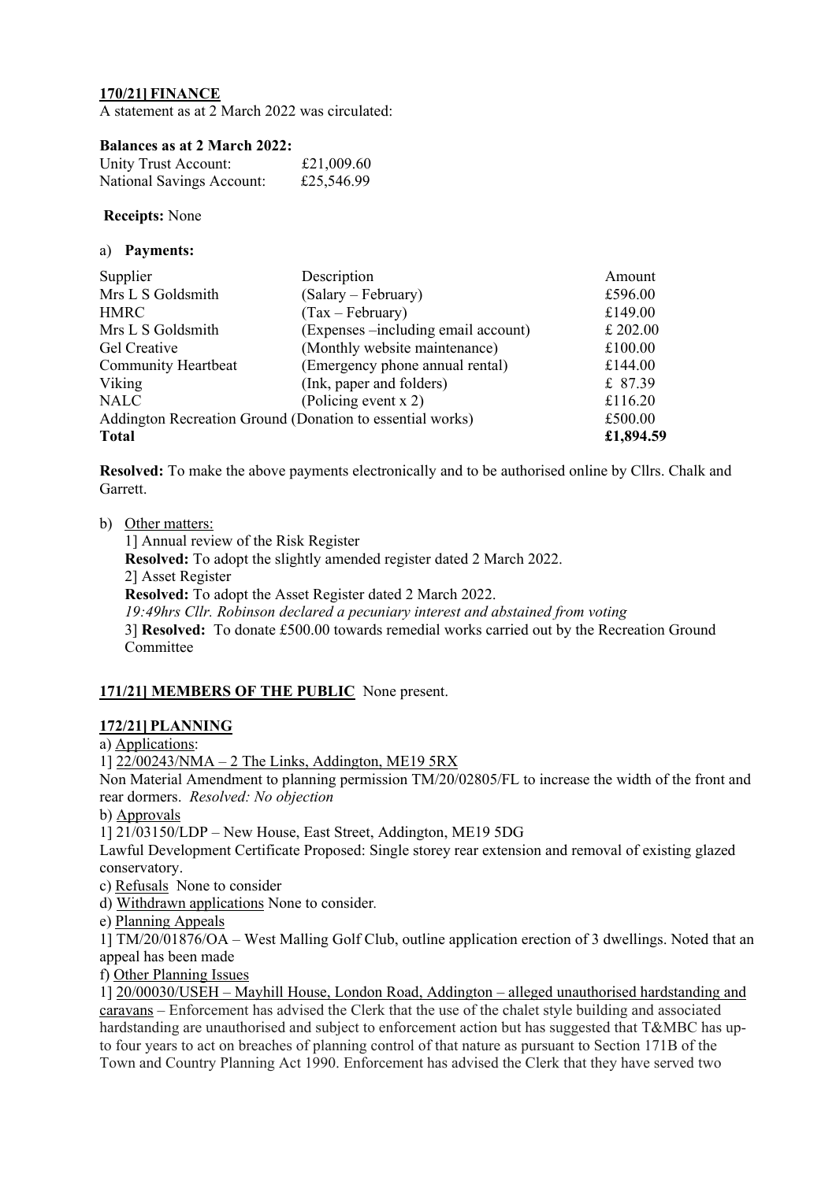**170/21] FINANCE**

A statement as at 2 March 2022 was circulated:

**Balances as at 2 March 2022:**

| | |
|---|---|
| Unity Trust Account: | £21,009.60 |
| National Savings Account: | £25,546.99 |

**Receipts:** None

a) **Payments:**

| Supplier | Description | Amount |
|---|---|---|
| Mrs L S Goldsmith | (Salary – February) | £596.00 |
| HMRC | (Tax – February) | £149.00 |
| Mrs L S Goldsmith | (Expenses –including email account) | £ 202.00 |
| Gel Creative | (Monthly website maintenance) | £100.00 |
| Community Heartbeat | (Emergency phone annual rental) | £144.00 |
| Viking | (Ink, paper and folders) | £ 87.39 |
| NALC | (Policing event x 2) | £116.20 |
| Addington Recreation Ground (Donation to essential works) | | £500.00 |
| **Total** | | **£1,894.59** |

**Resolved:** To make the above payments electronically and to be authorised online by Cllrs. Chalk and Garrett.

b) Other matters:

1] Annual review of the Risk Register
**Resolved:** To adopt the slightly amended register dated 2 March 2022.
2] Asset Register
**Resolved:** To adopt the Asset Register dated 2 March 2022.
*19:49hrs Cllr. Robinson declared a pecuniary interest and abstained from voting*
3] **Resolved:** To donate £500.00 towards remedial works carried out by the Recreation Ground Committee

**171/21] MEMBERS OF THE PUBLIC** None present.

**172/21] PLANNING**

a) Applications:
1] 22/00243/NMA – 2 The Links, Addington, ME19 5RX
Non Material Amendment to planning permission TM/20/02805/FL to increase the width of the front and rear dormers. *Resolved: No objection*

b) Approvals
1] 21/03150/LDP – New House, East Street, Addington, ME19 5DG
Lawful Development Certificate Proposed: Single storey rear extension and removal of existing glazed conservatory.

c) Refusals None to consider

d) Withdrawn applications None to consider.

e) Planning Appeals
1] TM/20/01876/OA – West Malling Golf Club, outline application erection of 3 dwellings. Noted that an appeal has been made

f) Other Planning Issues
1] 20/00030/USEH – Mayhill House, London Road, Addington – alleged unauthorised hardstanding and caravans – Enforcement has advised the Clerk that the use of the chalet style building and associated hardstanding are unauthorised and subject to enforcement action but has suggested that T&MBC has up-to four years to act on breaches of planning control of that nature as pursuant to Section 171B of the Town and Country Planning Act 1990. Enforcement has advised the Clerk that they have served two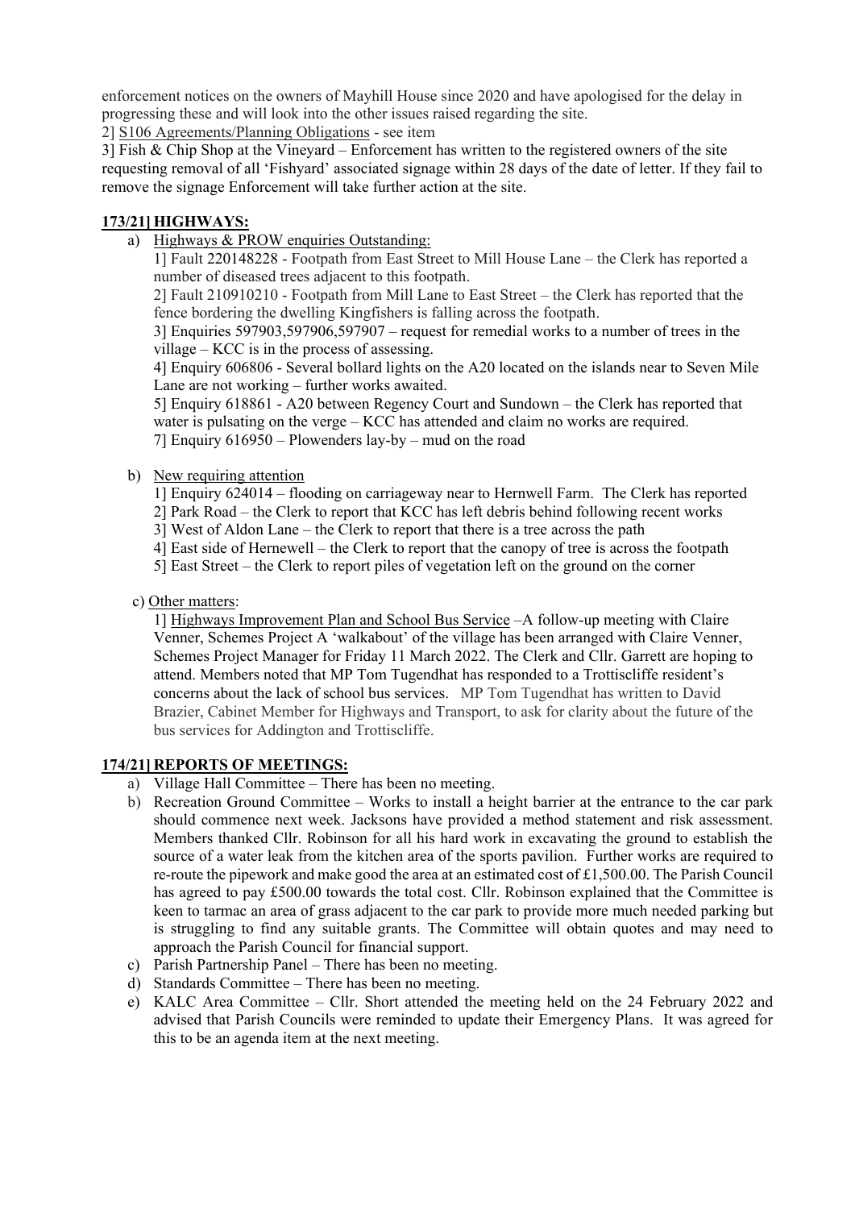enforcement notices on the owners of Mayhill House since 2020 and have apologised for the delay in progressing these and will look into the other issues raised regarding the site.

2] S106 Agreements/Planning Obligations - see item

3] Fish & Chip Shop at the Vineyard – Enforcement has written to the registered owners of the site requesting removal of all 'Fishyard' associated signage within 28 days of the date of letter. If they fail to remove the signage Enforcement will take further action at the site.

## 173/21] HIGHWAYS:

a) Highways & PROW enquiries Outstanding:

1] Fault 220148228 - Footpath from East Street to Mill House Lane – the Clerk has reported a number of diseased trees adjacent to this footpath.

2] Fault 210910210 - Footpath from Mill Lane to East Street – the Clerk has reported that the fence bordering the dwelling Kingfishers is falling across the footpath.

3] Enquiries 597903,597906,597907 – request for remedial works to a number of trees in the village – KCC is in the process of assessing.

4] Enquiry 606806 - Several bollard lights on the A20 located on the islands near to Seven Mile Lane are not working – further works awaited.

5] Enquiry 618861 - A20 between Regency Court and Sundown – the Clerk has reported that water is pulsating on the verge – KCC has attended and claim no works are required.

7] Enquiry 616950 – Plowenders lay-by – mud on the road

b) New requiring attention

1] Enquiry 624014 – flooding on carriageway near to Hernwell Farm. The Clerk has reported

2] Park Road – the Clerk to report that KCC has left debris behind following recent works

3] West of Aldon Lane – the Clerk to report that there is a tree across the path

4] East side of Hernewell – the Clerk to report that the canopy of tree is across the footpath

5] East Street – the Clerk to report piles of vegetation left on the ground on the corner

c) Other matters:

1] Highways Improvement Plan and School Bus Service –A follow-up meeting with Claire Venner, Schemes Project A 'walkabout' of the village has been arranged with Claire Venner, Schemes Project Manager for Friday 11 March 2022. The Clerk and Cllr. Garrett are hoping to attend. Members noted that MP Tom Tugendhat has responded to a Trottiscliffe resident's concerns about the lack of school bus services. MP Tom Tugendhat has written to David Brazier, Cabinet Member for Highways and Transport, to ask for clarity about the future of the bus services for Addington and Trottiscliffe.

## 174/21] REPORTS OF MEETINGS:

a) Village Hall Committee – There has been no meeting.

b) Recreation Ground Committee – Works to install a height barrier at the entrance to the car park should commence next week. Jacksons have provided a method statement and risk assessment. Members thanked Cllr. Robinson for all his hard work in excavating the ground to establish the source of a water leak from the kitchen area of the sports pavilion. Further works are required to re-route the pipework and make good the area at an estimated cost of £1,500.00. The Parish Council has agreed to pay £500.00 towards the total cost. Cllr. Robinson explained that the Committee is keen to tarmac an area of grass adjacent to the car park to provide more much needed parking but is struggling to find any suitable grants. The Committee will obtain quotes and may need to approach the Parish Council for financial support.

c) Parish Partnership Panel – There has been no meeting.

d) Standards Committee – There has been no meeting.

e) KALC Area Committee – Cllr. Short attended the meeting held on the 24 February 2022 and advised that Parish Councils were reminded to update their Emergency Plans. It was agreed for this to be an agenda item at the next meeting.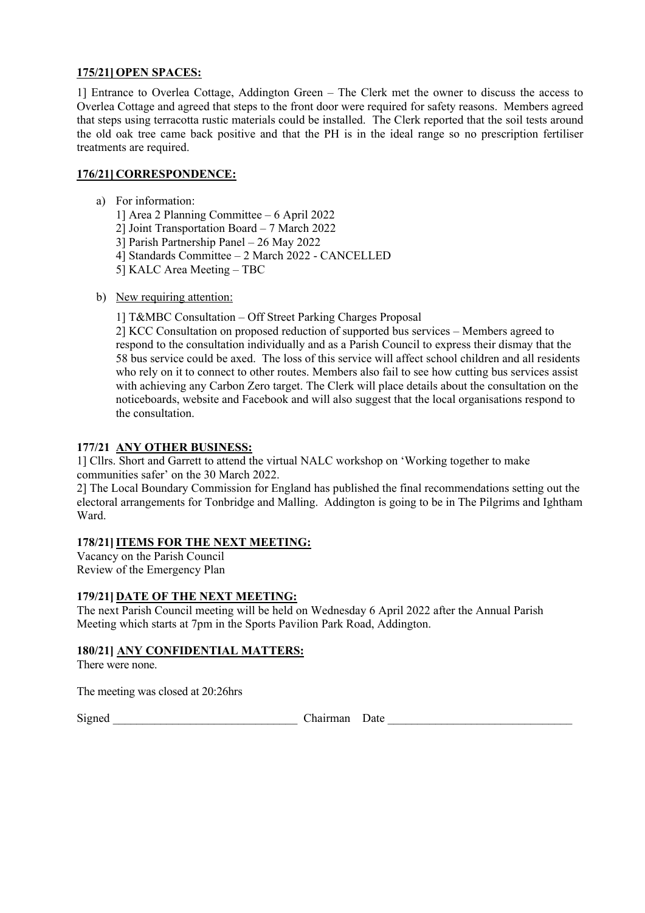**175/21] OPEN SPACES:**

1] Entrance to Overlea Cottage, Addington Green – The Clerk met the owner to discuss the access to Overlea Cottage and agreed that steps to the front door were required for safety reasons. Members agreed that steps using terracotta rustic materials could be installed. The Clerk reported that the soil tests around the old oak tree came back positive and that the PH is in the ideal range so no prescription fertiliser treatments are required.

**176/21] CORRESPONDENCE:**

a) For information:
   1] Area 2 Planning Committee – 6 April 2022
   2] Joint Transportation Board – 7 March 2022
   3] Parish Partnership Panel – 26 May 2022
   4] Standards Committee – 2 March 2022 - CANCELLED
   5] KALC Area Meeting – TBC

b) New requiring attention:

   1] T&MBC Consultation – Off Street Parking Charges Proposal

   2] KCC Consultation on proposed reduction of supported bus services – Members agreed to respond to the consultation individually and as a Parish Council to express their dismay that the 58 bus service could be axed. The loss of this service will affect school children and all residents who rely on it to connect to other routes. Members also fail to see how cutting bus services assist with achieving any Carbon Zero target. The Clerk will place details about the consultation on the noticeboards, website and Facebook and will also suggest that the local organisations respond to the consultation.

**177/21 ANY OTHER BUSINESS:**

1] Cllrs. Short and Garrett to attend the virtual NALC workshop on 'Working together to make communities safer' on the 30 March 2022.

2] The Local Boundary Commission for England has published the final recommendations setting out the electoral arrangements for Tonbridge and Malling. Addington is going to be in The Pilgrims and Ightham Ward.

**178/21] ITEMS FOR THE NEXT MEETING:**

Vacancy on the Parish Council
Review of the Emergency Plan

**179/21] DATE OF THE NEXT MEETING:**

The next Parish Council meeting will be held on Wednesday 6 April 2022 after the Annual Parish Meeting which starts at 7pm in the Sports Pavilion Park Road, Addington.

**180/21] ANY CONFIDENTIAL MATTERS:**

There were none.

The meeting was closed at 20:26hrs

Signed _______________________________ Chairman Date _______________________________